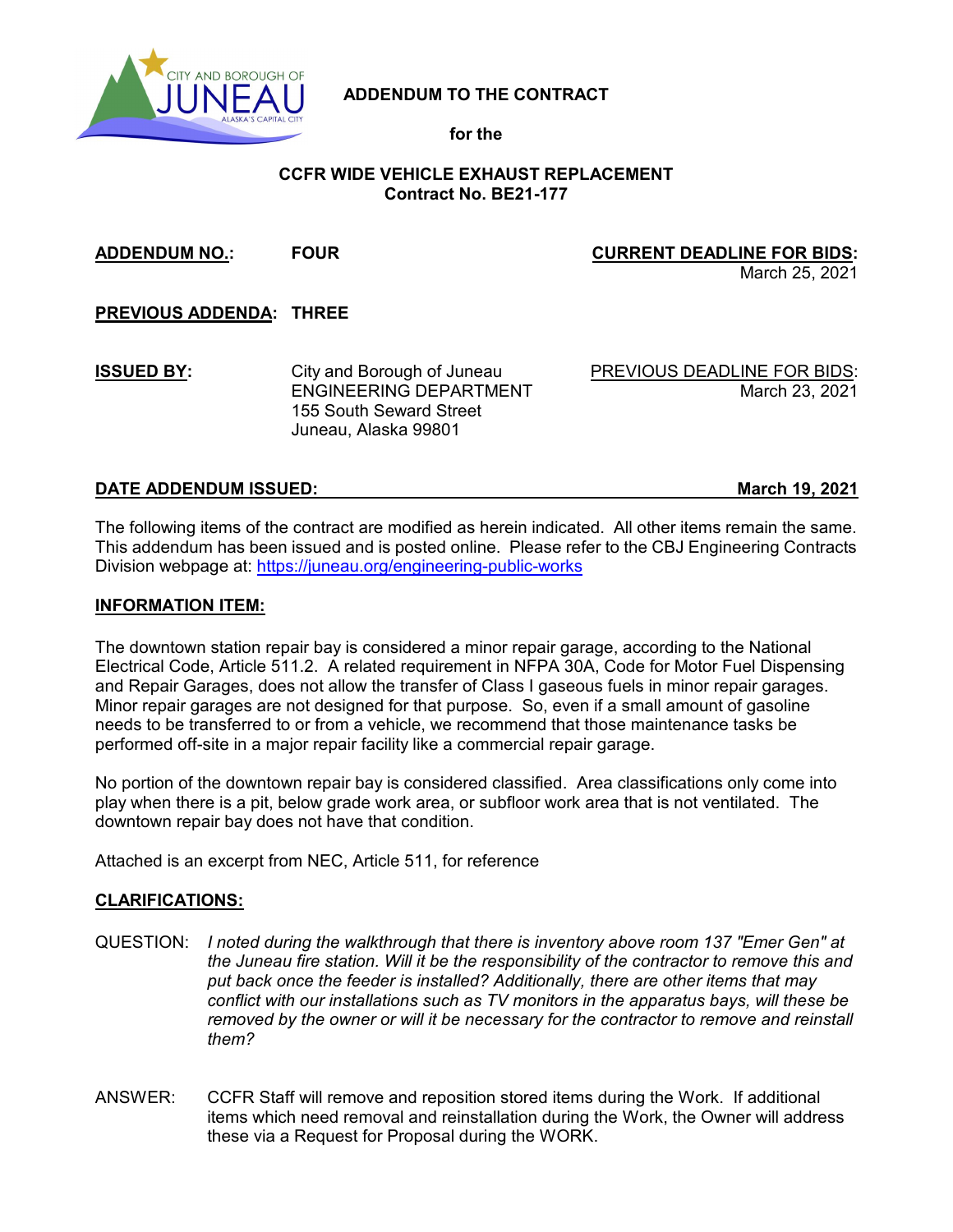CITY AND BOROUGH OF JUNEAU
ALASKA'S CAPITAL CITY

**ADDENDUM TO THE CONTRACT**

**for the**

**CCFR WIDE VEHICLE EXHAUST REPLACEMENT**
**Contract No. BE21-177**

**ADDENDUM NO.:** **FOUR**

**CURRENT DEADLINE FOR BIDS:** March 25, 2021

**PREVIOUS ADDENDA:** **THREE**

**ISSUED BY:** City and Borough of Juneau
ENGINEERING DEPARTMENT
155 South Seward Street
Juneau, Alaska 99801

PREVIOUS DEADLINE FOR BIDS: March 23, 2021

**DATE ADDENDUM ISSUED:** **March 19, 2021**

The following items of the contract are modified as herein indicated. All other items remain the same. This addendum has been issued and is posted online. Please refer to the CBJ Engineering Contracts Division webpage at: https://juneau.org/engineering-public-works

## INFORMATION ITEM:

The downtown station repair bay is considered a minor repair garage, according to the National Electrical Code, Article 511.2. A related requirement in NFPA 30A, Code for Motor Fuel Dispensing and Repair Garages, does not allow the transfer of Class I gaseous fuels in minor repair garages. Minor repair garages are not designed for that purpose. So, even if a small amount of gasoline needs to be transferred to or from a vehicle, we recommend that those maintenance tasks be performed off-site in a major repair facility like a commercial repair garage.

No portion of the downtown repair bay is considered classified. Area classifications only come into play when there is a pit, below grade work area, or subfloor work area that is not ventilated. The downtown repair bay does not have that condition.

Attached is an excerpt from NEC, Article 511, for reference

## CLARIFICATIONS:

QUESTION: *I noted during the walkthrough that there is inventory above room 137 "Emer Gen" at the Juneau fire station. Will it be the responsibility of the contractor to remove this and put back once the feeder is installed? Additionally, there are other items that may conflict with our installations such as TV monitors in the apparatus bays, will these be removed by the owner or will it be necessary for the contractor to remove and reinstall them?*

ANSWER: CCFR Staff will remove and reposition stored items during the Work. If additional items which need removal and reinstallation during the Work, the Owner will address these via a Request for Proposal during the WORK.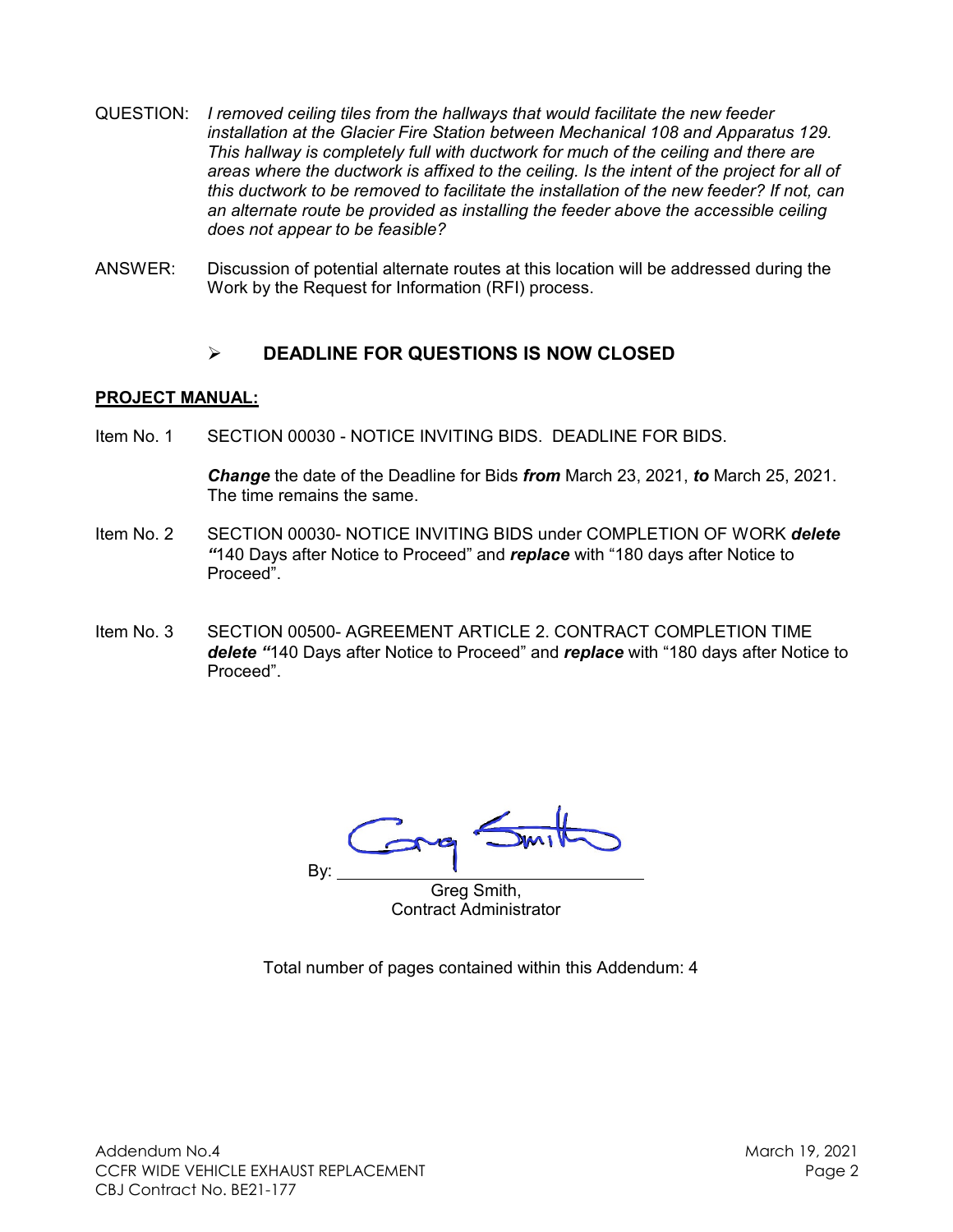QUESTION: *I removed ceiling tiles from the hallways that would facilitate the new feeder installation at the Glacier Fire Station between Mechanical 108 and Apparatus 129. This hallway is completely full with ductwork for much of the ceiling and there are areas where the ductwork is affixed to the ceiling. Is the intent of the project for all of this ductwork to be removed to facilitate the installation of the new feeder? If not, can an alternate route be provided as installing the feeder above the accessible ceiling does not appear to be feasible?*

ANSWER: Discussion of potential alternate routes at this location will be addressed during the Work by the Request for Information (RFI) process.

- **DEADLINE FOR QUESTIONS IS NOW CLOSED**

**PROJECT MANUAL:**

Item No. 1 SECTION 00030 - NOTICE INVITING BIDS. DEADLINE FOR BIDS.

***Change*** the date of the Deadline for Bids ***from*** March 23, 2021, ***to*** March 25, 2021. The time remains the same.

Item No. 2 SECTION 00030- NOTICE INVITING BIDS under COMPLETION OF WORK ***delete "***140 Days after Notice to Proceed" and ***replace*** with "180 days after Notice to Proceed".

Item No. 3 SECTION 00500- AGREEMENT ARTICLE 2. CONTRACT COMPLETION TIME ***delete "***140 Days after Notice to Proceed" and ***replace*** with "180 days after Notice to Proceed".

By: Greg Smith

Greg Smith,
Contract Administrator

Total number of pages contained within this Addendum: 4

Addendum No.4
CCFR WIDE VEHICLE EXHAUST REPLACEMENT
CBJ Contract No. BE21-177

March 19, 2021